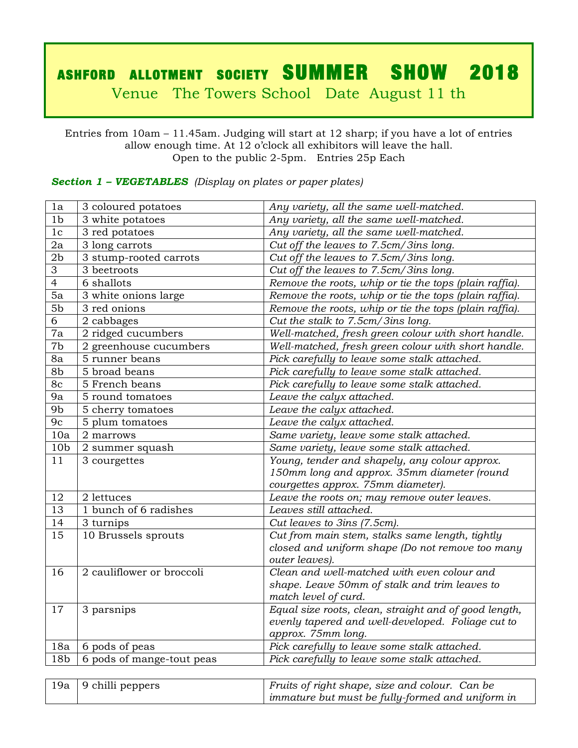# ASHFORD ALLOTMENT SOCIETY SUMMER SHOW 2018

Venue The Towers School Date August 11 th

Entries from 10am – 11.45am. Judging will start at 12 sharp; if you have a lot of entries allow enough time. At 12 o'clock all exhibitors will leave the hall.
Open to the public 2-5pm. Entries 25p Each

***Section 1 – VEGETABLES*** *(Display on plates or paper plates)*

| | | |
|---|---|---|
| 1a | 3 coloured potatoes | *Any variety, all the same well-matched.* |
| 1b | 3 white potatoes | *Any variety, all the same well-matched.* |
| 1c | 3 red potatoes | *Any variety, all the same well-matched.* |
| 2a | 3 long carrots | *Cut off the leaves to 7.5cm/3ins long.* |
| 2b | 3 stump-rooted carrots | *Cut off the leaves to 7.5cm/3ins long.* |
| 3 | 3 beetroots | *Cut off the leaves to 7.5cm/3ins long.* |
| 4 | 6 shallots | *Remove the roots, whip or tie the tops (plain raffia).* |
| 5a | 3 white onions large | *Remove the roots, whip or tie the tops (plain raffia).* |
| 5b | 3 red onions | *Remove the roots, whip or tie the tops (plain raffia).* |
| 6 | 2 cabbages | *Cut the stalk to 7.5cm/3ins long.* |
| 7a | 2 ridged cucumbers | *Well-matched, fresh green colour with short handle.* |
| 7b | 2 greenhouse cucumbers | *Well-matched, fresh green colour with short handle.* |
| 8a | 5 runner beans | *Pick carefully to leave some stalk attached.* |
| 8b | 5 broad beans | *Pick carefully to leave some stalk attached.* |
| 8c | 5 French beans | *Pick carefully to leave some stalk attached.* |
| 9a | 5 round tomatoes | *Leave the calyx attached.* |
| 9b | 5 cherry tomatoes | *Leave the calyx attached.* |
| 9c | 5 plum tomatoes | *Leave the calyx attached.* |
| 10a | 2 marrows | *Same variety, leave some stalk attached.* |
| 10b | 2 summer squash | *Same variety, leave some stalk attached.* |
| 11 | 3 courgettes | *Young, tender and shapely, any colour approx. 150mm long and approx. 35mm diameter (round courgettes approx. 75mm diameter).* |
| 12 | 2 lettuces | *Leave the roots on; may remove outer leaves.* |
| 13 | 1 bunch of 6 radishes | *Leaves still attached.* |
| 14 | 3 turnips | *Cut leaves to 3ins (7.5cm).* |
| 15 | 10 Brussels sprouts | *Cut from main stem, stalks same length, tightly closed and uniform shape (Do not remove too many outer leaves).* |
| 16 | 2 cauliflower or broccoli | *Clean and well-matched with even colour and shape. Leave 50mm of stalk and trim leaves to match level of curd.* |
| 17 | 3 parsnips | *Equal size roots, clean, straight and of good length, evenly tapered and well-developed. Foliage cut to approx. 75mm long.* |
| 18a | 6 pods of peas | *Pick carefully to leave some stalk attached.* |
| 18b | 6 pods of mange-tout peas | *Pick carefully to leave some stalk attached.* |
| 19a | 9 chilli peppers | *Fruits of right shape, size and colour. Can be immature but must be fully-formed and uniform in* |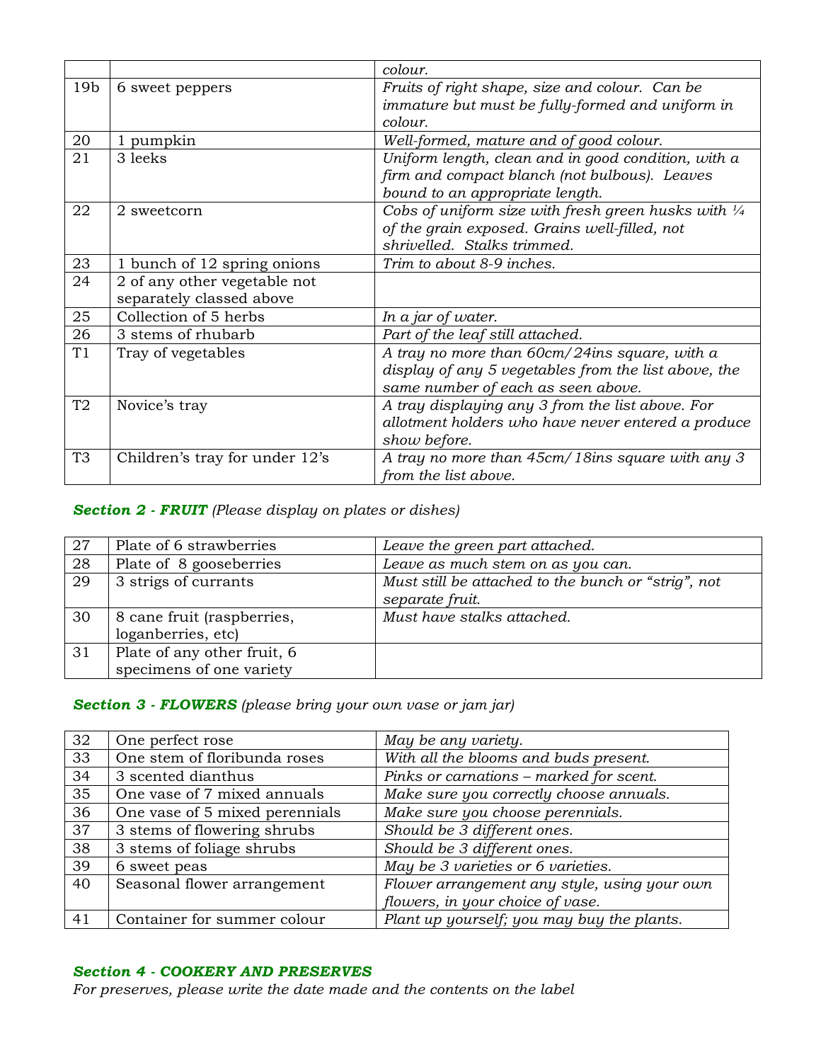| | | *colour.* |
|---|---|---|
| 19b | 6 sweet peppers | *Fruits of right shape, size and colour. Can be immature but must be fully-formed and uniform in colour.* |
| 20 | 1 pumpkin | *Well-formed, mature and of good colour.* |
| 21 | 3 leeks | *Uniform length, clean and in good condition, with a firm and compact blanch (not bulbous). Leaves bound to an appropriate length.* |
| 22 | 2 sweetcorn | *Cobs of uniform size with fresh green husks with ¼ of the grain exposed. Grains well-filled, not shrivelled. Stalks trimmed.* |
| 23 | 1 bunch of 12 spring onions | *Trim to about 8-9 inches.* |
| 24 | 2 of any other vegetable not separately classed above | |
| 25 | Collection of 5 herbs | *In a jar of water.* |
| 26 | 3 stems of rhubarb | *Part of the leaf still attached.* |
| T1 | Tray of vegetables | *A tray no more than 60cm/24ins square, with a display of any 5 vegetables from the list above, the same number of each as seen above.* |
| T2 | Novice's tray | *A tray displaying any 3 from the list above. For allotment holders who have never entered a produce show before.* |
| T3 | Children's tray for under 12's | *A tray no more than 45cm/18ins square with any 3 from the list above.* |

***Section 2 - FRUIT*** *(Please display on plates or dishes)*

| | | |
|---|---|---|
| 27 | Plate of 6 strawberries | *Leave the green part attached.* |
| 28 | Plate of 8 gooseberries | *Leave as much stem on as you can.* |
| 29 | 3 strigs of currants | *Must still be attached to the bunch or "strig", not separate fruit.* |
| 30 | 8 cane fruit (raspberries, loganberries, etc) | *Must have stalks attached.* |
| 31 | Plate of any other fruit, 6 specimens of one variety | |

***Section 3 - FLOWERS*** *(please bring your own vase or jam jar)*

| | | |
|---|---|---|
| 32 | One perfect rose | *May be any variety.* |
| 33 | One stem of floribunda roses | *With all the blooms and buds present.* |
| 34 | 3 scented dianthus | *Pinks or carnations – marked for scent.* |
| 35 | One vase of 7 mixed annuals | *Make sure you correctly choose annuals.* |
| 36 | One vase of 5 mixed perennials | *Make sure you choose perennials.* |
| 37 | 3 stems of flowering shrubs | *Should be 3 different ones.* |
| 38 | 3 stems of foliage shrubs | *Should be 3 different ones.* |
| 39 | 6 sweet peas | *May be 3 varieties or 6 varieties.* |
| 40 | Seasonal flower arrangement | *Flower arrangement any style, using your own flowers, in your choice of vase.* |
| 41 | Container for summer colour | *Plant up yourself; you may buy the plants.* |

***Section 4 - COOKERY AND PRESERVES***

*For preserves, please write the date made and the contents on the label*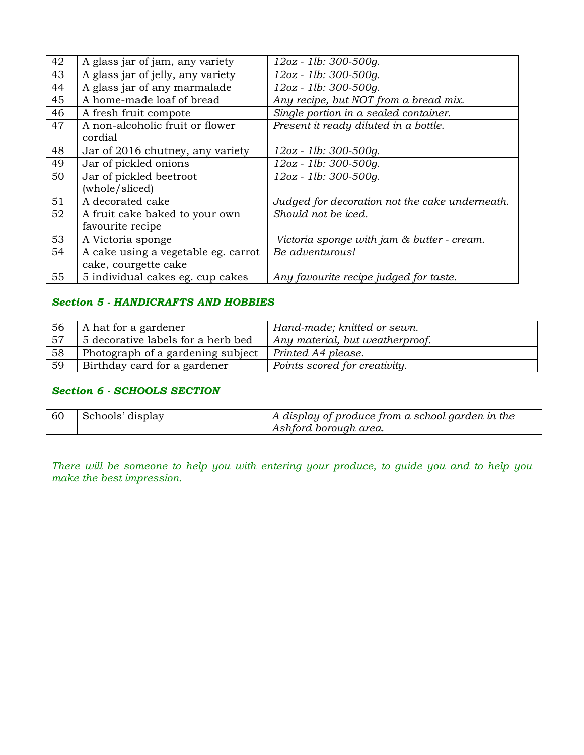| | | |
|---|---|---|
| 42 | A glass jar of jam, any variety | *12oz - 1lb: 300-500g.* |
| 43 | A glass jar of jelly, any variety | *12oz - 1lb: 300-500g.* |
| 44 | A glass jar of any marmalade | *12oz - 1lb: 300-500g.* |
| 45 | A home-made loaf of bread | *Any recipe, but NOT from a bread mix.* |
| 46 | A fresh fruit compote | *Single portion in a sealed container.* |
| 47 | A non-alcoholic fruit or flower cordial | *Present it ready diluted in a bottle.* |
| 48 | Jar of 2016 chutney, any variety | *12oz - 1lb: 300-500g.* |
| 49 | Jar of pickled onions | *12oz - 1lb: 300-500g.* |
| 50 | Jar of pickled beetroot (whole/sliced) | *12oz - 1lb: 300-500g.* |
| 51 | A decorated cake | *Judged for decoration not the cake underneath.* |
| 52 | A fruit cake baked to your own favourite recipe | *Should not be iced.* |
| 53 | A Victoria sponge | *Victoria sponge with jam & butter - cream.* |
| 54 | A cake using a vegetable eg. carrot cake, courgette cake | *Be adventurous!* |
| 55 | 5 individual cakes eg. cup cakes | *Any favourite recipe judged for taste.* |

### *Section 5 - HANDICRAFTS AND HOBBIES*

| | | |
|---|---|---|
| 56 | A hat for a gardener | *Hand-made; knitted or sewn.* |
| 57 | 5 decorative labels for a herb bed | *Any material, but weatherproof.* |
| 58 | Photograph of a gardening subject | *Printed A4 please.* |
| 59 | Birthday card for a gardener | *Points scored for creativity.* |

### *Section 6 - SCHOOLS SECTION*

| | | |
|---|---|---|
| 60 | Schools' display | *A display of produce from a school garden in the Ashford borough area.* |

*There will be someone to help you with entering your produce, to guide you and to help you make the best impression.*